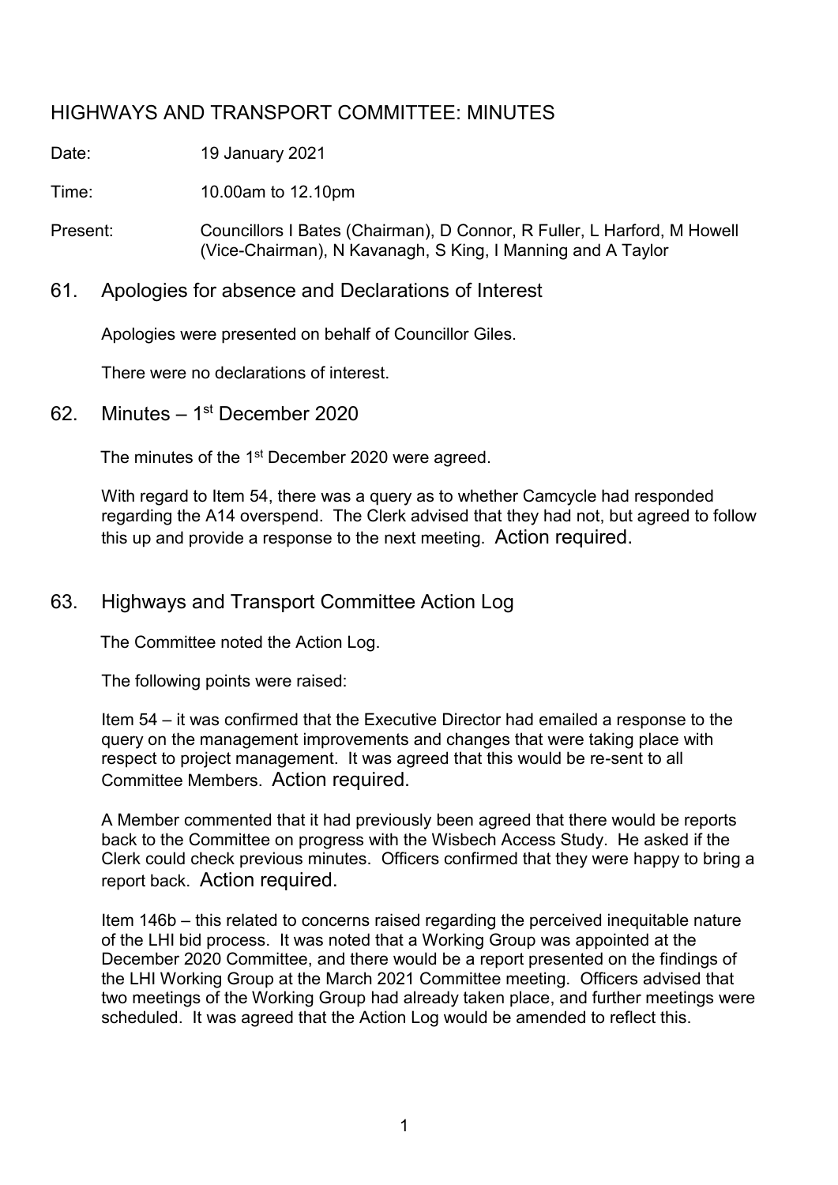# HIGHWAYS AND TRANSPORT COMMITTEE: MINUTES

Date: 19 January 2021

Time: 10.00am to 12.10pm

Present: Councillors I Bates (Chairman), D Connor, R Fuller, L Harford, M Howell (Vice-Chairman), N Kavanagh, S King, I Manning and A Taylor

## 61. Apologies for absence and Declarations of Interest

Apologies were presented on behalf of Councillor Giles.

There were no declarations of interest.

## 62. Minutes – 1st December 2020

The minutes of the 1st December 2020 were agreed.

With regard to Item 54, there was a query as to whether Camcycle had responded regarding the A14 overspend. The Clerk advised that they had not, but agreed to follow this up and provide a response to the next meeting. Action required.

## 63. Highways and Transport Committee Action Log

The Committee noted the Action Log.

The following points were raised:

Item 54 – it was confirmed that the Executive Director had emailed a response to the query on the management improvements and changes that were taking place with respect to project management. It was agreed that this would be re-sent to all Committee Members. Action required.

A Member commented that it had previously been agreed that there would be reports back to the Committee on progress with the Wisbech Access Study. He asked if the Clerk could check previous minutes. Officers confirmed that they were happy to bring a report back. Action required.

Item 146b – this related to concerns raised regarding the perceived inequitable nature of the LHI bid process. It was noted that a Working Group was appointed at the December 2020 Committee, and there would be a report presented on the findings of the LHI Working Group at the March 2021 Committee meeting. Officers advised that two meetings of the Working Group had already taken place, and further meetings were scheduled. It was agreed that the Action Log would be amended to reflect this.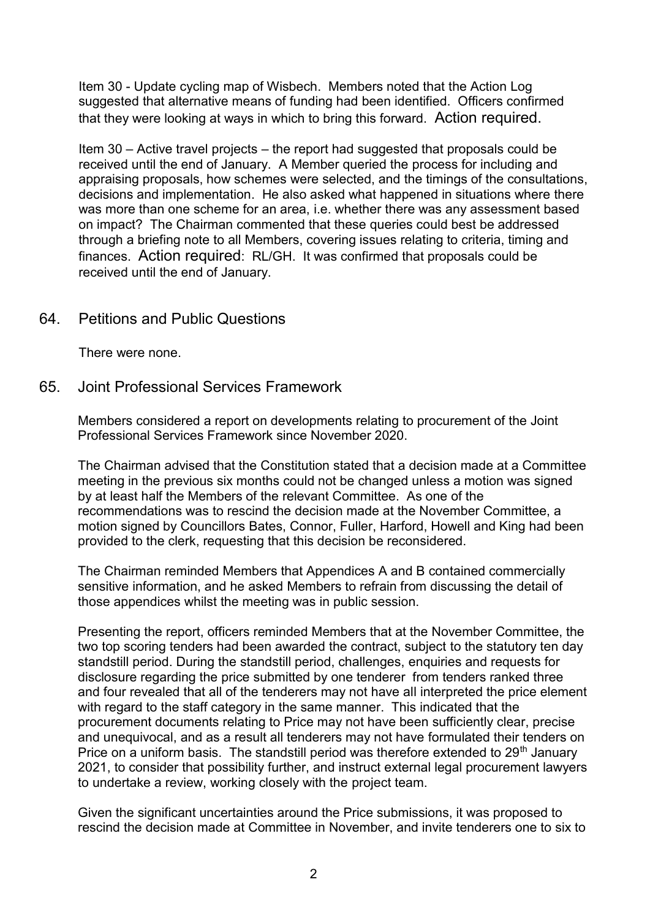Item 30 - Update cycling map of Wisbech. Members noted that the Action Log suggested that alternative means of funding had been identified. Officers confirmed that they were looking at ways in which to bring this forward. Action required.

Item 30 – Active travel projects – the report had suggested that proposals could be received until the end of January. A Member queried the process for including and appraising proposals, how schemes were selected, and the timings of the consultations, decisions and implementation. He also asked what happened in situations where there was more than one scheme for an area, i.e. whether there was any assessment based on impact? The Chairman commented that these queries could best be addressed through a briefing note to all Members, covering issues relating to criteria, timing and finances. Action required: RL/GH. It was confirmed that proposals could be received until the end of January.

## 64. Petitions and Public Questions

There were none.

## 65. Joint Professional Services Framework

Members considered a report on developments relating to procurement of the Joint Professional Services Framework since November 2020.

The Chairman advised that the Constitution stated that a decision made at a Committee meeting in the previous six months could not be changed unless a motion was signed by at least half the Members of the relevant Committee. As one of the recommendations was to rescind the decision made at the November Committee, a motion signed by Councillors Bates, Connor, Fuller, Harford, Howell and King had been provided to the clerk, requesting that this decision be reconsidered.

The Chairman reminded Members that Appendices A and B contained commercially sensitive information, and he asked Members to refrain from discussing the detail of those appendices whilst the meeting was in public session.

Presenting the report, officers reminded Members that at the November Committee, the two top scoring tenders had been awarded the contract, subject to the statutory ten day standstill period. During the standstill period, challenges, enquiries and requests for disclosure regarding the price submitted by one tenderer from tenders ranked three and four revealed that all of the tenderers may not have all interpreted the price element with regard to the staff category in the same manner. This indicated that the procurement documents relating to Price may not have been sufficiently clear, precise and unequivocal, and as a result all tenderers may not have formulated their tenders on Price on a uniform basis. The standstill period was therefore extended to 29th January 2021, to consider that possibility further, and instruct external legal procurement lawyers to undertake a review, working closely with the project team.

Given the significant uncertainties around the Price submissions, it was proposed to rescind the decision made at Committee in November, and invite tenderers one to six to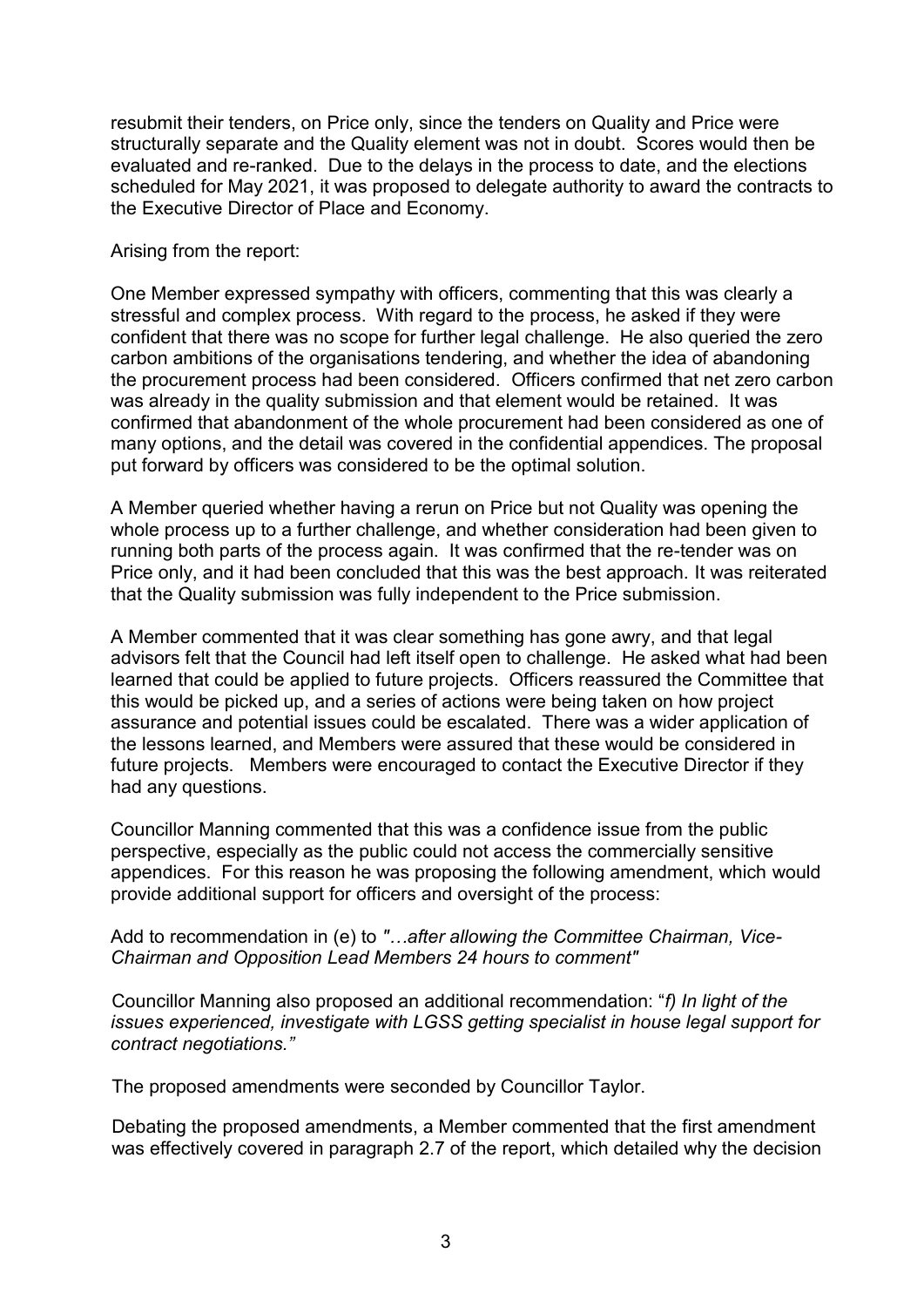resubmit their tenders, on Price only, since the tenders on Quality and Price were structurally separate and the Quality element was not in doubt. Scores would then be evaluated and re-ranked. Due to the delays in the process to date, and the elections scheduled for May 2021, it was proposed to delegate authority to award the contracts to the Executive Director of Place and Economy.

Arising from the report:

One Member expressed sympathy with officers, commenting that this was clearly a stressful and complex process. With regard to the process, he asked if they were confident that there was no scope for further legal challenge. He also queried the zero carbon ambitions of the organisations tendering, and whether the idea of abandoning the procurement process had been considered. Officers confirmed that net zero carbon was already in the quality submission and that element would be retained. It was confirmed that abandonment of the whole procurement had been considered as one of many options, and the detail was covered in the confidential appendices. The proposal put forward by officers was considered to be the optimal solution.

A Member queried whether having a rerun on Price but not Quality was opening the whole process up to a further challenge, and whether consideration had been given to running both parts of the process again. It was confirmed that the re-tender was on Price only, and it had been concluded that this was the best approach. It was reiterated that the Quality submission was fully independent to the Price submission.

A Member commented that it was clear something has gone awry, and that legal advisors felt that the Council had left itself open to challenge. He asked what had been learned that could be applied to future projects. Officers reassured the Committee that this would be picked up, and a series of actions were being taken on how project assurance and potential issues could be escalated. There was a wider application of the lessons learned, and Members were assured that these would be considered in future projects. Members were encouraged to contact the Executive Director if they had any questions.

Councillor Manning commented that this was a confidence issue from the public perspective, especially as the public could not access the commercially sensitive appendices. For this reason he was proposing the following amendment, which would provide additional support for officers and oversight of the process:

Add to recommendation in (e) to *"…after allowing the Committee Chairman, Vice-Chairman and Opposition Lead Members 24 hours to comment"*

Councillor Manning also proposed an additional recommendation: "*f) In light of the issues experienced, investigate with LGSS getting specialist in house legal support for contract negotiations.*"

The proposed amendments were seconded by Councillor Taylor.

Debating the proposed amendments, a Member commented that the first amendment was effectively covered in paragraph 2.7 of the report, which detailed why the decision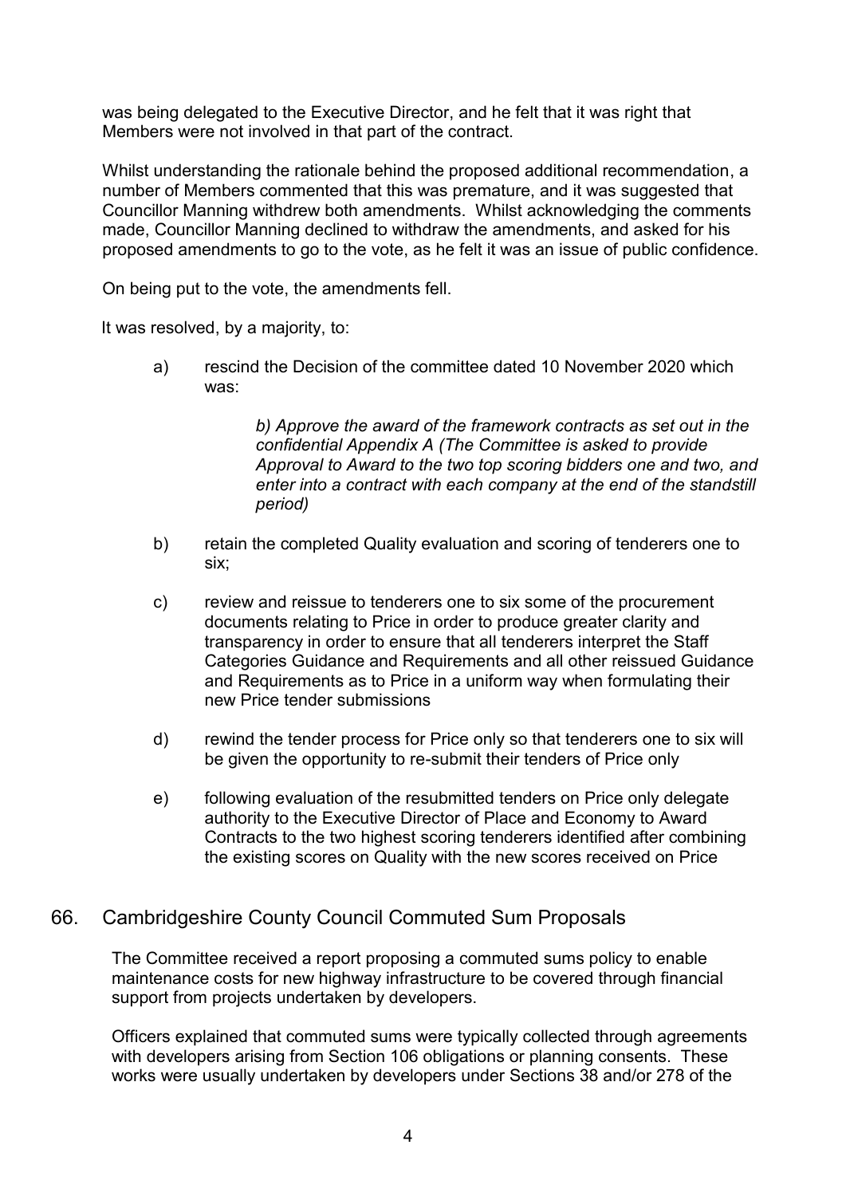was being delegated to the Executive Director, and he felt that it was right that Members were not involved in that part of the contract.

Whilst understanding the rationale behind the proposed additional recommendation, a number of Members commented that this was premature, and it was suggested that Councillor Manning withdrew both amendments. Whilst acknowledging the comments made, Councillor Manning declined to withdraw the amendments, and asked for his proposed amendments to go to the vote, as he felt it was an issue of public confidence.

On being put to the vote, the amendments fell.

It was resolved, by a majority, to:

a) rescind the Decision of the committee dated 10 November 2020 which was:

> *b) Approve the award of the framework contracts as set out in the confidential Appendix A (The Committee is asked to provide Approval to Award to the two top scoring bidders one and two, and enter into a contract with each company at the end of the standstill period)*

b) retain the completed Quality evaluation and scoring of tenderers one to six;

c) review and reissue to tenderers one to six some of the procurement documents relating to Price in order to produce greater clarity and transparency in order to ensure that all tenderers interpret the Staff Categories Guidance and Requirements and all other reissued Guidance and Requirements as to Price in a uniform way when formulating their new Price tender submissions

d) rewind the tender process for Price only so that tenderers one to six will be given the opportunity to re-submit their tenders of Price only

e) following evaluation of the resubmitted tenders on Price only delegate authority to the Executive Director of Place and Economy to Award Contracts to the two highest scoring tenderers identified after combining the existing scores on Quality with the new scores received on Price

## 66. Cambridgeshire County Council Commuted Sum Proposals

The Committee received a report proposing a commuted sums policy to enable maintenance costs for new highway infrastructure to be covered through financial support from projects undertaken by developers.

Officers explained that commuted sums were typically collected through agreements with developers arising from Section 106 obligations or planning consents. These works were usually undertaken by developers under Sections 38 and/or 278 of the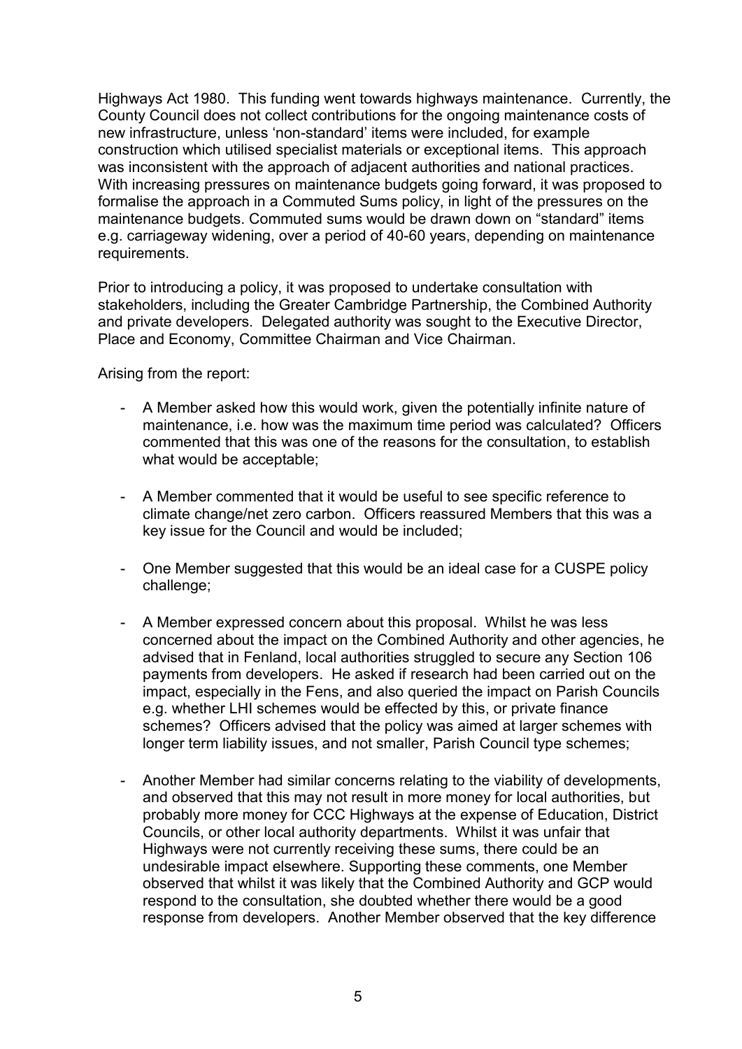Highways Act 1980. This funding went towards highways maintenance. Currently, the County Council does not collect contributions for the ongoing maintenance costs of new infrastructure, unless 'non-standard' items were included, for example construction which utilised specialist materials or exceptional items. This approach was inconsistent with the approach of adjacent authorities and national practices. With increasing pressures on maintenance budgets going forward, it was proposed to formalise the approach in a Commuted Sums policy, in light of the pressures on the maintenance budgets. Commuted sums would be drawn down on "standard" items e.g. carriageway widening, over a period of 40-60 years, depending on maintenance requirements.

Prior to introducing a policy, it was proposed to undertake consultation with stakeholders, including the Greater Cambridge Partnership, the Combined Authority and private developers. Delegated authority was sought to the Executive Director, Place and Economy, Committee Chairman and Vice Chairman.

Arising from the report:

- A Member asked how this would work, given the potentially infinite nature of maintenance, i.e. how was the maximum time period was calculated? Officers commented that this was one of the reasons for the consultation, to establish what would be acceptable;

- A Member commented that it would be useful to see specific reference to climate change/net zero carbon. Officers reassured Members that this was a key issue for the Council and would be included;

- One Member suggested that this would be an ideal case for a CUSPE policy challenge;

- A Member expressed concern about this proposal. Whilst he was less concerned about the impact on the Combined Authority and other agencies, he advised that in Fenland, local authorities struggled to secure any Section 106 payments from developers. He asked if research had been carried out on the impact, especially in the Fens, and also queried the impact on Parish Councils e.g. whether LHI schemes would be effected by this, or private finance schemes? Officers advised that the policy was aimed at larger schemes with longer term liability issues, and not smaller, Parish Council type schemes;

- Another Member had similar concerns relating to the viability of developments, and observed that this may not result in more money for local authorities, but probably more money for CCC Highways at the expense of Education, District Councils, or other local authority departments. Whilst it was unfair that Highways were not currently receiving these sums, there could be an undesirable impact elsewhere. Supporting these comments, one Member observed that whilst it was likely that the Combined Authority and GCP would respond to the consultation, she doubted whether there would be a good response from developers. Another Member observed that the key difference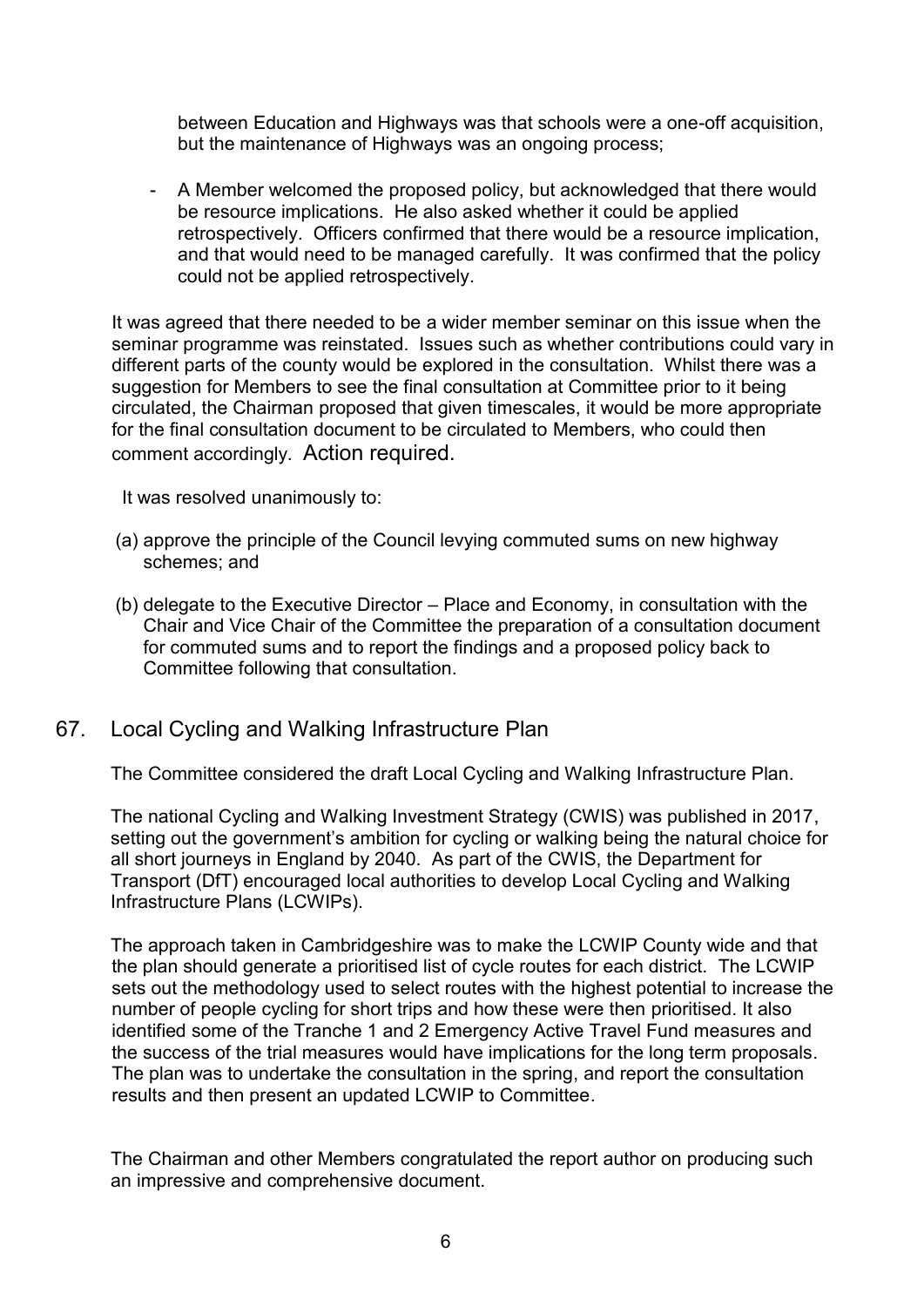between Education and Highways was that schools were a one-off acquisition, but the maintenance of Highways was an ongoing process;

- A Member welcomed the proposed policy, but acknowledged that there would be resource implications. He also asked whether it could be applied retrospectively. Officers confirmed that there would be a resource implication, and that would need to be managed carefully. It was confirmed that the policy could not be applied retrospectively.

It was agreed that there needed to be a wider member seminar on this issue when the seminar programme was reinstated. Issues such as whether contributions could vary in different parts of the county would be explored in the consultation. Whilst there was a suggestion for Members to see the final consultation at Committee prior to it being circulated, the Chairman proposed that given timescales, it would be more appropriate for the final consultation document to be circulated to Members, who could then comment accordingly. Action required.

It was resolved unanimously to:

(a) approve the principle of the Council levying commuted sums on new highway schemes; and

(b) delegate to the Executive Director – Place and Economy, in consultation with the Chair and Vice Chair of the Committee the preparation of a consultation document for commuted sums and to report the findings and a proposed policy back to Committee following that consultation.

## 67. Local Cycling and Walking Infrastructure Plan

The Committee considered the draft Local Cycling and Walking Infrastructure Plan.

The national Cycling and Walking Investment Strategy (CWIS) was published in 2017, setting out the government's ambition for cycling or walking being the natural choice for all short journeys in England by 2040. As part of the CWIS, the Department for Transport (DfT) encouraged local authorities to develop Local Cycling and Walking Infrastructure Plans (LCWIPs).

The approach taken in Cambridgeshire was to make the LCWIP County wide and that the plan should generate a prioritised list of cycle routes for each district. The LCWIP sets out the methodology used to select routes with the highest potential to increase the number of people cycling for short trips and how these were then prioritised. It also identified some of the Tranche 1 and 2 Emergency Active Travel Fund measures and the success of the trial measures would have implications for the long term proposals. The plan was to undertake the consultation in the spring, and report the consultation results and then present an updated LCWIP to Committee.

The Chairman and other Members congratulated the report author on producing such an impressive and comprehensive document.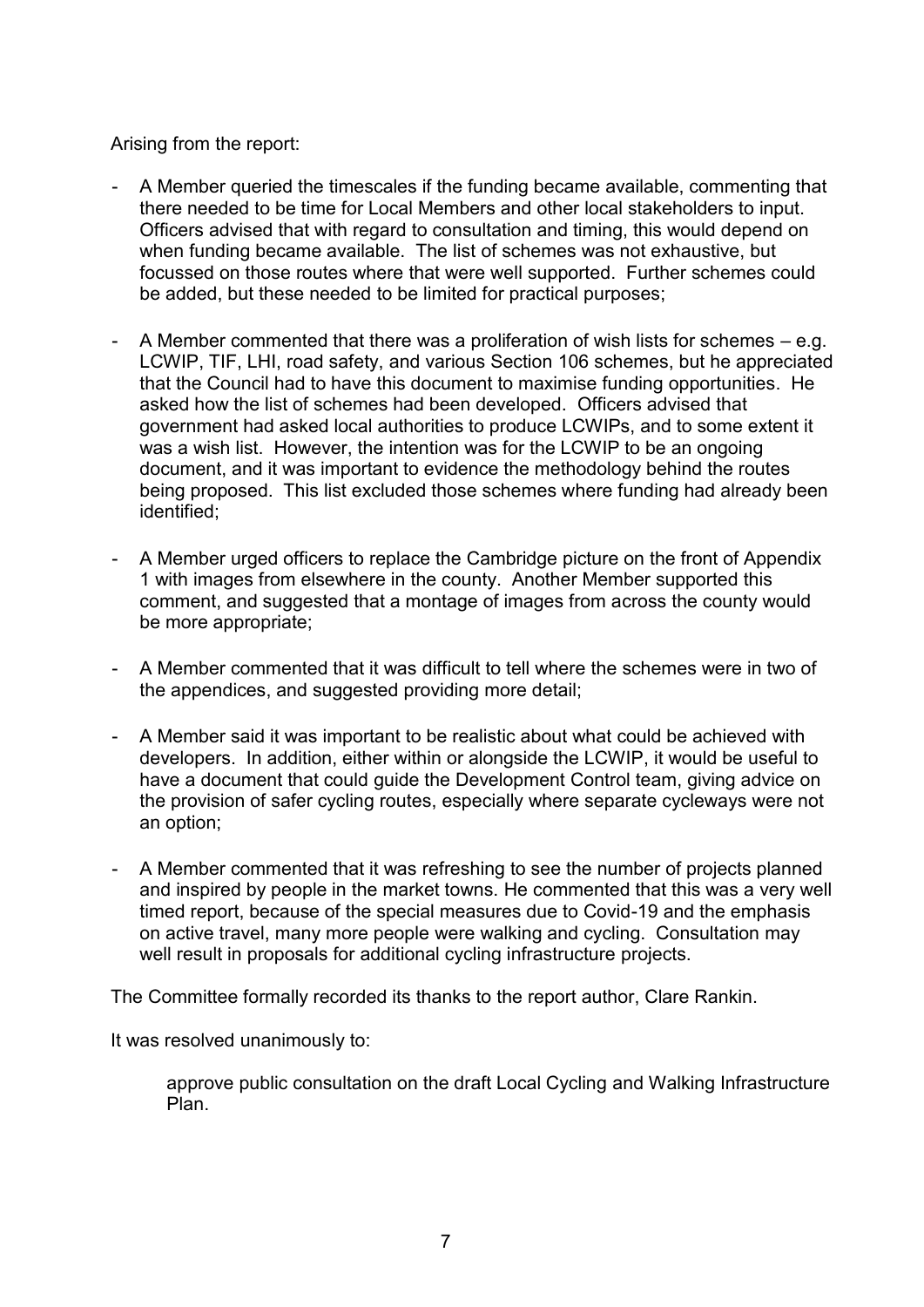Arising from the report:

- A Member queried the timescales if the funding became available, commenting that there needed to be time for Local Members and other local stakeholders to input. Officers advised that with regard to consultation and timing, this would depend on when funding became available. The list of schemes was not exhaustive, but focussed on those routes where that were well supported. Further schemes could be added, but these needed to be limited for practical purposes;

- A Member commented that there was a proliferation of wish lists for schemes – e.g. LCWIP, TIF, LHI, road safety, and various Section 106 schemes, but he appreciated that the Council had to have this document to maximise funding opportunities. He asked how the list of schemes had been developed. Officers advised that government had asked local authorities to produce LCWIPs, and to some extent it was a wish list. However, the intention was for the LCWIP to be an ongoing document, and it was important to evidence the methodology behind the routes being proposed. This list excluded those schemes where funding had already been identified;

- A Member urged officers to replace the Cambridge picture on the front of Appendix 1 with images from elsewhere in the county. Another Member supported this comment, and suggested that a montage of images from across the county would be more appropriate;

- A Member commented that it was difficult to tell where the schemes were in two of the appendices, and suggested providing more detail;

- A Member said it was important to be realistic about what could be achieved with developers. In addition, either within or alongside the LCWIP, it would be useful to have a document that could guide the Development Control team, giving advice on the provision of safer cycling routes, especially where separate cycleways were not an option;

- A Member commented that it was refreshing to see the number of projects planned and inspired by people in the market towns. He commented that this was a very well timed report, because of the special measures due to Covid-19 and the emphasis on active travel, many more people were walking and cycling. Consultation may well result in proposals for additional cycling infrastructure projects.

The Committee formally recorded its thanks to the report author, Clare Rankin.

It was resolved unanimously to:

> approve public consultation on the draft Local Cycling and Walking Infrastructure Plan.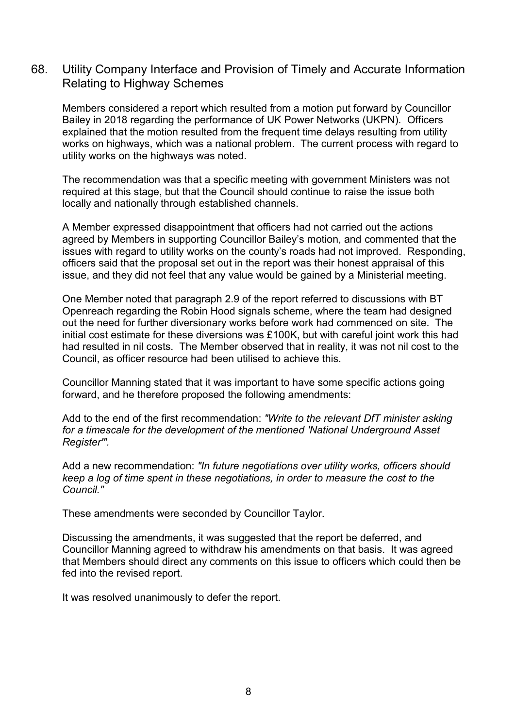## 68. Utility Company Interface and Provision of Timely and Accurate Information Relating to Highway Schemes

Members considered a report which resulted from a motion put forward by Councillor Bailey in 2018 regarding the performance of UK Power Networks (UKPN). Officers explained that the motion resulted from the frequent time delays resulting from utility works on highways, which was a national problem. The current process with regard to utility works on the highways was noted.

The recommendation was that a specific meeting with government Ministers was not required at this stage, but that the Council should continue to raise the issue both locally and nationally through established channels.

A Member expressed disappointment that officers had not carried out the actions agreed by Members in supporting Councillor Bailey's motion, and commented that the issues with regard to utility works on the county's roads had not improved. Responding, officers said that the proposal set out in the report was their honest appraisal of this issue, and they did not feel that any value would be gained by a Ministerial meeting.

One Member noted that paragraph 2.9 of the report referred to discussions with BT Openreach regarding the Robin Hood signals scheme, where the team had designed out the need for further diversionary works before work had commenced on site. The initial cost estimate for these diversions was £100K, but with careful joint work this had had resulted in nil costs. The Member observed that in reality, it was not nil cost to the Council, as officer resource had been utilised to achieve this.

Councillor Manning stated that it was important to have some specific actions going forward, and he therefore proposed the following amendments:

Add to the end of the first recommendation: *"Write to the relevant DfT minister asking for a timescale for the development of the mentioned 'National Underground Asset Register'".*

Add a new recommendation: *"In future negotiations over utility works, officers should keep a log of time spent in these negotiations, in order to measure the cost to the Council."*

These amendments were seconded by Councillor Taylor.

Discussing the amendments, it was suggested that the report be deferred, and Councillor Manning agreed to withdraw his amendments on that basis. It was agreed that Members should direct any comments on this issue to officers which could then be fed into the revised report.

It was resolved unanimously to defer the report.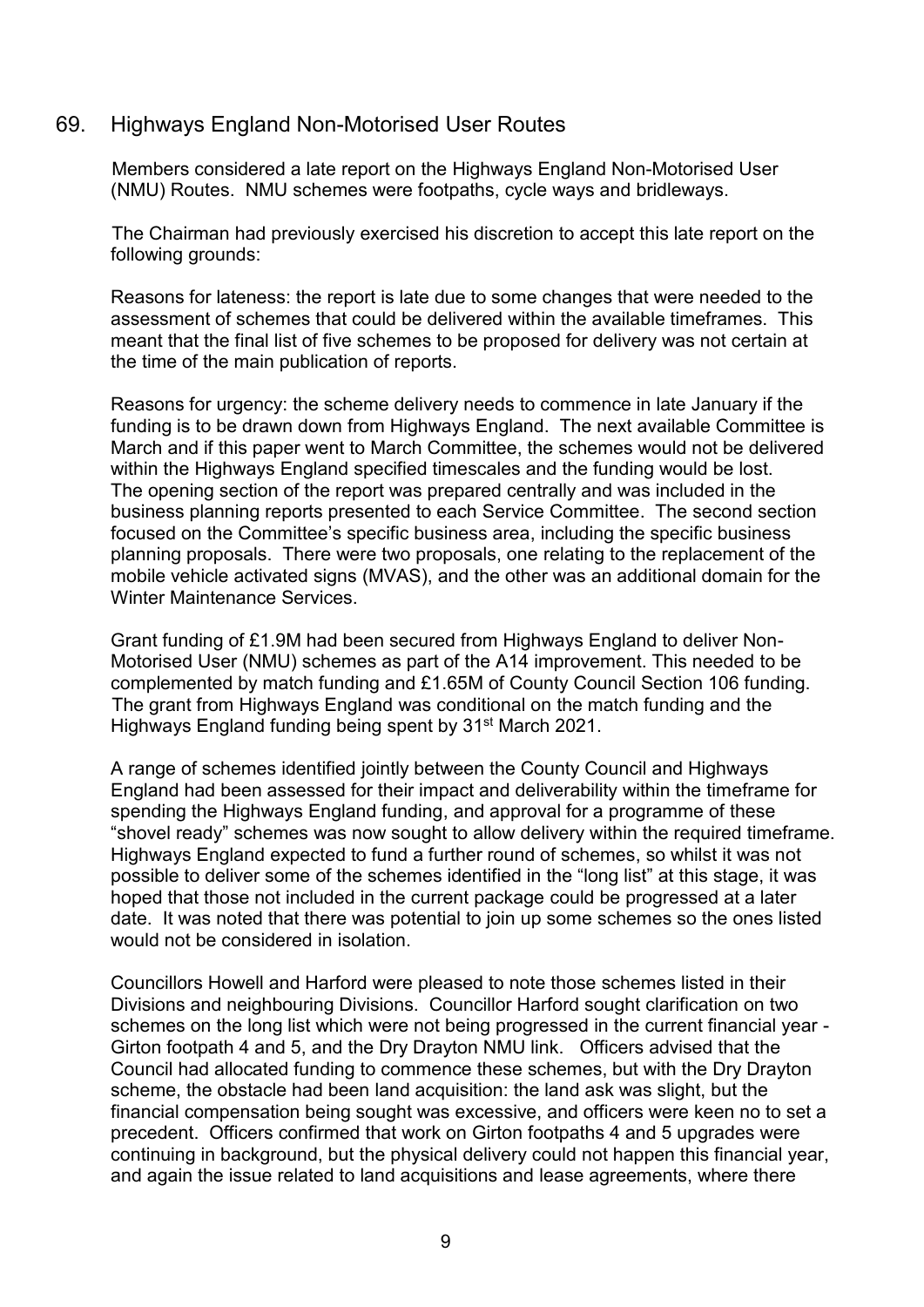## 69. Highways England Non-Motorised User Routes

Members considered a late report on the Highways England Non-Motorised User (NMU) Routes. NMU schemes were footpaths, cycle ways and bridleways.

The Chairman had previously exercised his discretion to accept this late report on the following grounds:

Reasons for lateness: the report is late due to some changes that were needed to the assessment of schemes that could be delivered within the available timeframes. This meant that the final list of five schemes to be proposed for delivery was not certain at the time of the main publication of reports.

Reasons for urgency: the scheme delivery needs to commence in late January if the funding is to be drawn down from Highways England. The next available Committee is March and if this paper went to March Committee, the schemes would not be delivered within the Highways England specified timescales and the funding would be lost. The opening section of the report was prepared centrally and was included in the business planning reports presented to each Service Committee. The second section focused on the Committee's specific business area, including the specific business planning proposals. There were two proposals, one relating to the replacement of the mobile vehicle activated signs (MVAS), and the other was an additional domain for the Winter Maintenance Services.

Grant funding of £1.9M had been secured from Highways England to deliver Non-Motorised User (NMU) schemes as part of the A14 improvement. This needed to be complemented by match funding and £1.65M of County Council Section 106 funding. The grant from Highways England was conditional on the match funding and the Highways England funding being spent by 31st March 2021.

A range of schemes identified jointly between the County Council and Highways England had been assessed for their impact and deliverability within the timeframe for spending the Highways England funding, and approval for a programme of these "shovel ready" schemes was now sought to allow delivery within the required timeframe. Highways England expected to fund a further round of schemes, so whilst it was not possible to deliver some of the schemes identified in the "long list" at this stage, it was hoped that those not included in the current package could be progressed at a later date. It was noted that there was potential to join up some schemes so the ones listed would not be considered in isolation.

Councillors Howell and Harford were pleased to note those schemes listed in their Divisions and neighbouring Divisions. Councillor Harford sought clarification on two schemes on the long list which were not being progressed in the current financial year - Girton footpath 4 and 5, and the Dry Drayton NMU link. Officers advised that the Council had allocated funding to commence these schemes, but with the Dry Drayton scheme, the obstacle had been land acquisition: the land ask was slight, but the financial compensation being sought was excessive, and officers were keen no to set a precedent. Officers confirmed that work on Girton footpaths 4 and 5 upgrades were continuing in background, but the physical delivery could not happen this financial year, and again the issue related to land acquisitions and lease agreements, where there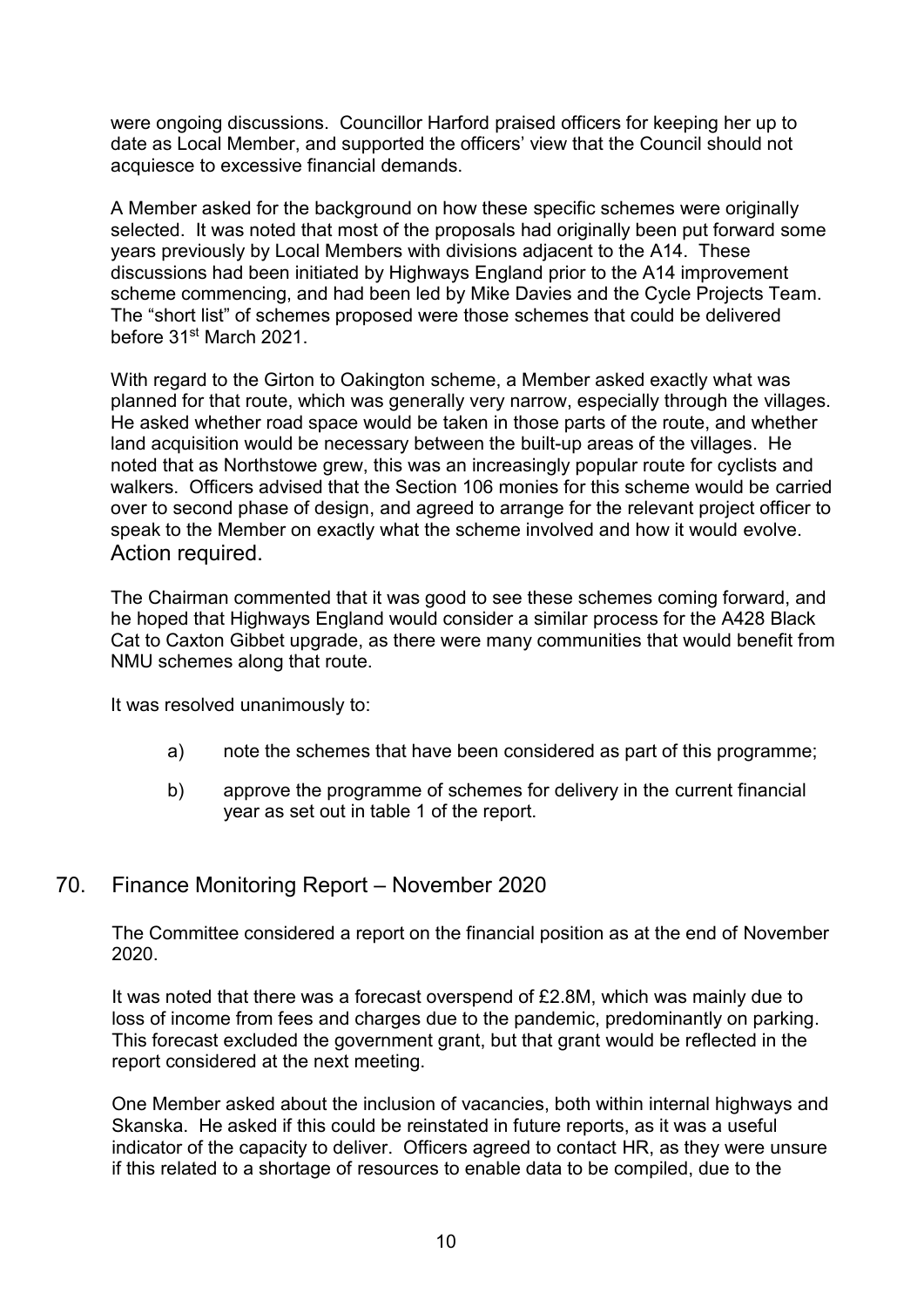were ongoing discussions. Councillor Harford praised officers for keeping her up to date as Local Member, and supported the officers' view that the Council should not acquiesce to excessive financial demands.

A Member asked for the background on how these specific schemes were originally selected. It was noted that most of the proposals had originally been put forward some years previously by Local Members with divisions adjacent to the A14. These discussions had been initiated by Highways England prior to the A14 improvement scheme commencing, and had been led by Mike Davies and the Cycle Projects Team. The "short list" of schemes proposed were those schemes that could be delivered before 31st March 2021.

With regard to the Girton to Oakington scheme, a Member asked exactly what was planned for that route, which was generally very narrow, especially through the villages. He asked whether road space would be taken in those parts of the route, and whether land acquisition would be necessary between the built-up areas of the villages. He noted that as Northstowe grew, this was an increasingly popular route for cyclists and walkers. Officers advised that the Section 106 monies for this scheme would be carried over to second phase of design, and agreed to arrange for the relevant project officer to speak to the Member on exactly what the scheme involved and how it would evolve. Action required.

The Chairman commented that it was good to see these schemes coming forward, and he hoped that Highways England would consider a similar process for the A428 Black Cat to Caxton Gibbet upgrade, as there were many communities that would benefit from NMU schemes along that route.

It was resolved unanimously to:

a) note the schemes that have been considered as part of this programme;

b) approve the programme of schemes for delivery in the current financial year as set out in table 1 of the report.

## 70. Finance Monitoring Report – November 2020

The Committee considered a report on the financial position as at the end of November 2020.

It was noted that there was a forecast overspend of £2.8M, which was mainly due to loss of income from fees and charges due to the pandemic, predominantly on parking. This forecast excluded the government grant, but that grant would be reflected in the report considered at the next meeting.

One Member asked about the inclusion of vacancies, both within internal highways and Skanska. He asked if this could be reinstated in future reports, as it was a useful indicator of the capacity to deliver. Officers agreed to contact HR, as they were unsure if this related to a shortage of resources to enable data to be compiled, due to the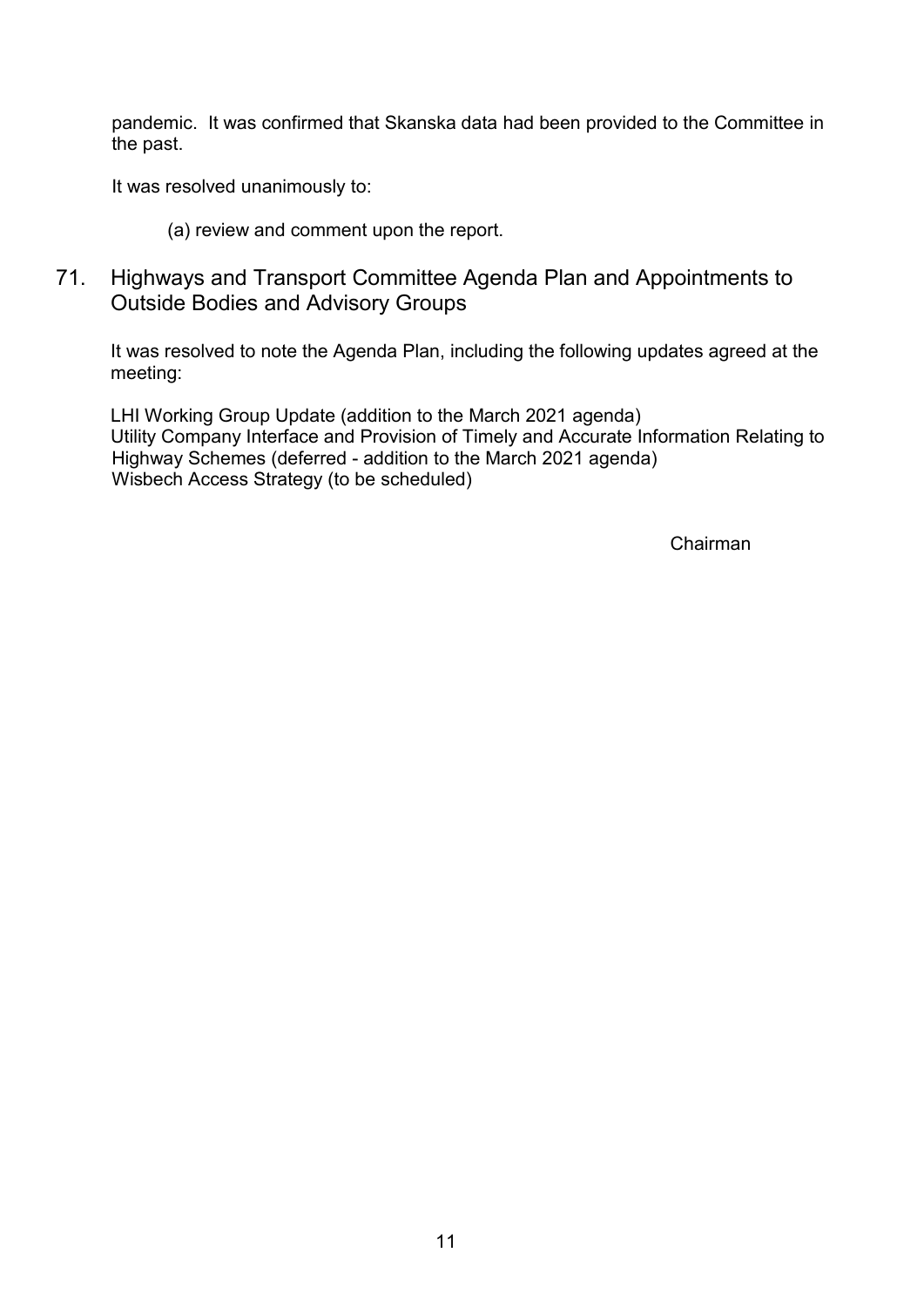pandemic. It was confirmed that Skanska data had been provided to the Committee in the past.

It was resolved unanimously to:

(a) review and comment upon the report.

## 71. Highways and Transport Committee Agenda Plan and Appointments to Outside Bodies and Advisory Groups

It was resolved to note the Agenda Plan, including the following updates agreed at the meeting:

LHI Working Group Update (addition to the March 2021 agenda)
Utility Company Interface and Provision of Timely and Accurate Information Relating to Highway Schemes (deferred - addition to the March 2021 agenda)
Wisbech Access Strategy (to be scheduled)

Chairman